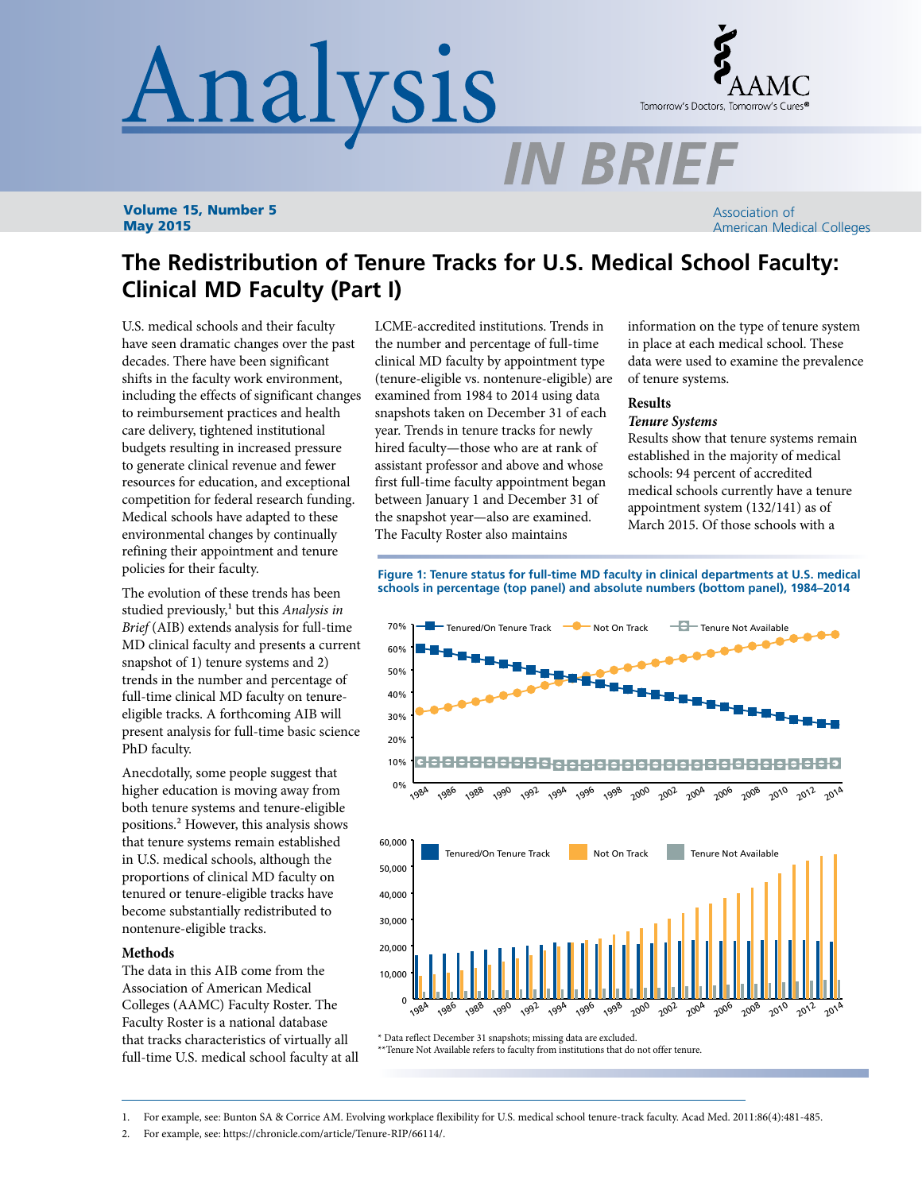# Analysis IN BRIEF

**Volume 15, Number 5**
**May 2015**

Association of American Medical Colleges

## The Redistribution of Tenure Tracks for U.S. Medical School Faculty: Clinical MD Faculty (Part I)

U.S. medical schools and their faculty have seen dramatic changes over the past decades. There have been significant shifts in the faculty work environment, including the effects of significant changes to reimbursement practices and health care delivery, tightened institutional budgets resulting in increased pressure to generate clinical revenue and fewer resources for education, and exceptional competition for federal research funding. Medical schools have adapted to these environmental changes by continually refining their appointment and tenure policies for their faculty.

The evolution of these trends has been studied previously,[1] but this *Analysis in Brief* (AIB) extends analysis for full-time MD clinical faculty and presents a current snapshot of 1) tenure systems and 2) trends in the number and percentage of full-time clinical MD faculty on tenure-eligible tracks. A forthcoming AIB will present analysis for full-time basic science PhD faculty.

Anecdotally, some people suggest that higher education is moving away from both tenure systems and tenure-eligible positions.[2] However, this analysis shows that tenure systems remain established in U.S. medical schools, although the proportions of clinical MD faculty on tenured or tenure-eligible tracks have become substantially redistributed to nontenure-eligible tracks.

### Methods

The data in this AIB come from the Association of American Medical Colleges (AAMC) Faculty Roster. The Faculty Roster is a national database that tracks characteristics of virtually all full-time U.S. medical school faculty at all LCME-accredited institutions. Trends in the number and percentage of full-time clinical MD faculty by appointment type (tenure-eligible vs. nontenure-eligible) are examined from 1984 to 2014 using data snapshots taken on December 31 of each year. Trends in tenure tracks for newly hired faculty—those who are at rank of assistant professor and above and whose first full-time faculty appointment began between January 1 and December 31 of the snapshot year—also are examined. The Faculty Roster also maintains information on the type of tenure system in place at each medical school. These data were used to examine the prevalence of tenure systems.

### Results

#### *Tenure Systems*

Results show that tenure systems remain established in the majority of medical schools: 94 percent of accredited medical schools currently have a tenure appointment system (132/141) as of March 2015. Of those schools with a

**Figure 1: Tenure status for full-time MD faculty in clinical departments at U.S. medical schools in percentage (top panel) and absolute numbers (bottom panel), 1984–2014**

\* Data reflect December 31 snapshots; missing data are excluded.
\*\*Tenure Not Available refers to faculty from institutions that do not offer tenure.

1. For example, see: Bunton SA & Corrice AM. Evolving workplace flexibility for U.S. medical school tenure-track faculty. Acad Med. 2011:86(4):481-485.
2. For example, see: https://chronicle.com/article/Tenure-RIP/66114/.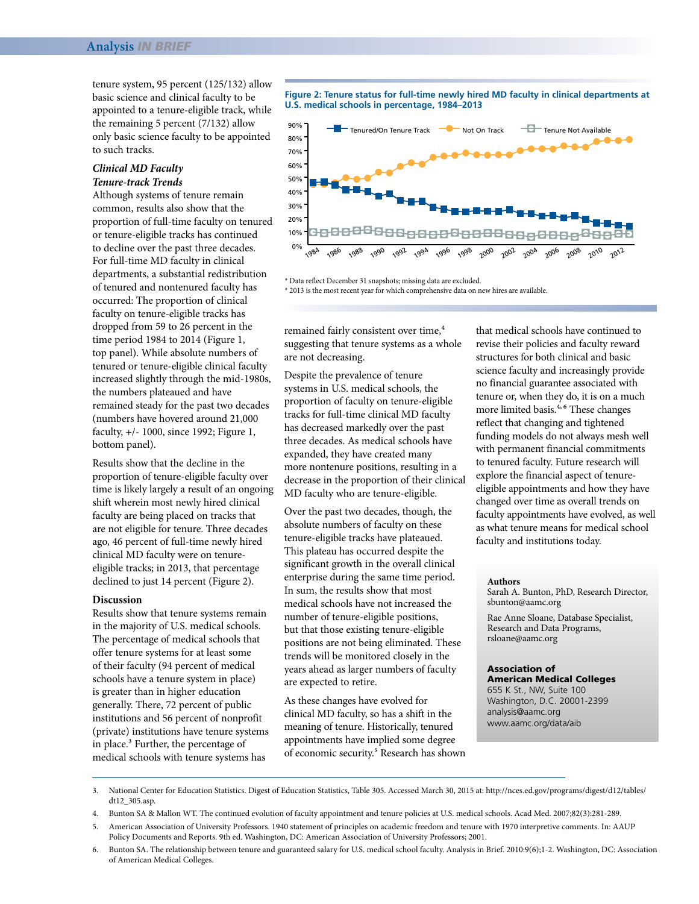tenure system, 95 percent (125/132) allow basic science and clinical faculty to be appointed to a tenure-eligible track, while the remaining 5 percent (7/132) allow only basic science faculty to be appointed to such tracks.

### *Clinical MD Faculty Tenure-track Trends*

Although systems of tenure remain common, results also show that the proportion of full-time faculty on tenured or tenure-eligible tracks has continued to decline over the past three decades. For full-time MD faculty in clinical departments, a substantial redistribution of tenured and nontenured faculty has occurred: The proportion of clinical faculty on tenure-eligible tracks has dropped from 59 to 26 percent in the time period 1984 to 2014 (Figure 1, top panel). While absolute numbers of tenured or tenure-eligible clinical faculty increased slightly through the mid-1980s, the numbers plateaued and have remained steady for the past two decades (numbers have hovered around 21,000 faculty, +/- 1000, since 1992; Figure 1, bottom panel).

Results show that the decline in the proportion of tenure-eligible faculty over time is likely largely a result of an ongoing shift wherein most newly hired clinical faculty are being placed on tracks that are not eligible for tenure. Three decades ago, 46 percent of full-time newly hired clinical MD faculty were on tenure-eligible tracks; in 2013, that percentage declined to just 14 percent (Figure 2).

**Figure 2: Tenure status for full-time newly hired MD faculty in clinical departments at U.S. medical schools in percentage, 1984–2013**

Tenured/On Tenure Track
Not On Track
Tenure Not Available

90%
80%
70%
60%
50%
40%
30%
20%
10%
0%

1984 1986 1988 1990 1992 1994 1996 1998 2000 2002 2004 2006 2008 2010 2012

\* Data reflect December 31 snapshots; missing data are excluded.
\* 2013 is the most recent year for which comprehensive data on new hires are available.

### Discussion

Results show that tenure systems remain in the majority of U.S. medical schools. The percentage of medical schools that offer tenure systems for at least some of their faculty (94 percent of medical schools have a tenure system in place) is greater than in higher education generally. There, 72 percent of public institutions and 56 percent of nonprofit (private) institutions have tenure systems in place.[3] Further, the percentage of medical schools with tenure systems has remained fairly consistent over time,[4] suggesting that tenure systems as a whole are not decreasing.

Despite the prevalence of tenure systems in U.S. medical schools, the proportion of faculty on tenure-eligible tracks for full-time clinical MD faculty has decreased markedly over the past three decades. As medical schools have expanded, they have created many more nontenure positions, resulting in a decrease in the proportion of their clinical MD faculty who are tenure-eligible.

Over the past two decades, though, the absolute numbers of faculty on these tenure-eligible tracks have plateaued. This plateau has occurred despite the significant growth in the overall clinical enterprise during the same time period. In sum, the results show that most medical schools have not increased the number of tenure-eligible positions, but that those existing tenure-eligible positions are not being eliminated. These trends will be monitored closely in the years ahead as larger numbers of faculty are expected to retire.

As these changes have evolved for clinical MD faculty, so has a shift in the meaning of tenure. Historically, tenured appointments have implied some degree of economic security.[5] Research has shown that medical schools have continued to revise their policies and faculty reward structures for both clinical and basic science faculty and increasingly provide no financial guarantee associated with tenure or, when they do, it is on a much more limited basis.[4, 6] These changes reflect that changing and tightened funding models do not always mesh well with permanent financial commitments to tenured faculty. Future research will explore the financial aspect of tenure-eligible appointments and how they have changed over time as overall trends on faculty appointments have evolved, as well as what tenure means for medical school faculty and institutions today.

**Authors**
Sarah A. Bunton, PhD, Research Director, sbunton@aamc.org

Rae Anne Sloane, Database Specialist, Research and Data Programs, rsloane@aamc.org

**Association of American Medical Colleges**
655 K St., NW, Suite 100
Washington, D.C. 20001-2399
analysis@aamc.org
www.aamc.org/data/aib

3. National Center for Education Statistics. Digest of Education Statistics, Table 305. Accessed March 30, 2015 at: http://nces.ed.gov/programs/digest/d12/tables/dt12_305.asp.
4. Bunton SA & Mallon WT. The continued evolution of faculty appointment and tenure policies at U.S. medical schools. Acad Med. 2007;82(3):281-289.
5. American Association of University Professors. 1940 statement of principles on academic freedom and tenure with 1970 interpretive comments. In: AAUP Policy Documents and Reports. 9th ed. Washington, DC: American Association of University Professors; 2001.
6. Bunton SA. The relationship between tenure and guaranteed salary for U.S. medical school faculty. Analysis in Brief. 2010:9(6);1-2. Washington, DC: Association of American Medical Colleges.